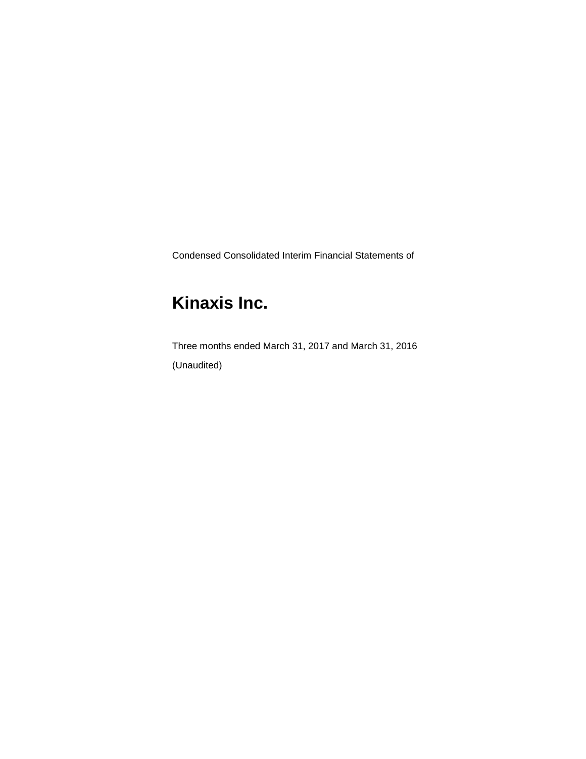Condensed Consolidated Interim Financial Statements of

# Kinaxis Inc.

Three months ended March 31, 2017 and March 31, 2016

(Unaudited)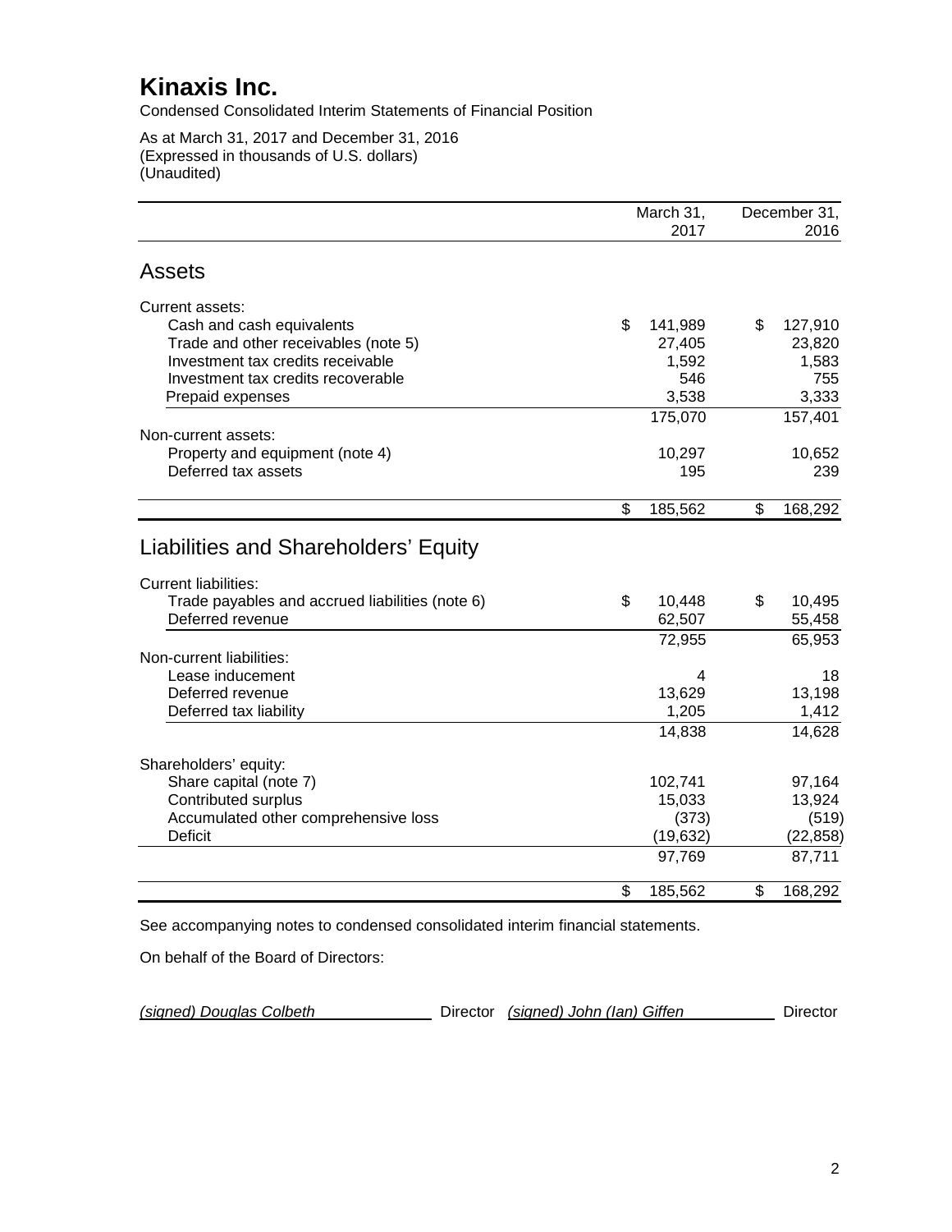# Kinaxis Inc.

Condensed Consolidated Interim Statements of Financial Position

As at March 31, 2017 and December 31, 2016
(Expressed in thousands of U.S. dollars)
(Unaudited)

| | March 31, 2017 | December 31, 2016 |
|---|---|---|
| **Assets** | | |
| Current assets: | | |
| Cash and cash equivalents | $ 141,989 | $ 127,910 |
| Trade and other receivables (note 5) | 27,405 | 23,820 |
| Investment tax credits receivable | 1,592 | 1,583 |
| Investment tax credits recoverable | 546 | 755 |
| Prepaid expenses | 3,538 | 3,333 |
| | 175,070 | 157,401 |
| Non-current assets: | | |
| Property and equipment (note 4) | 10,297 | 10,652 |
| Deferred tax assets | 195 | 239 |
| | $ 185,562 | $ 168,292 |
| **Liabilities and Shareholders' Equity** | | |
| Current liabilities: | | |
| Trade payables and accrued liabilities (note 6) | $ 10,448 | $ 10,495 |
| Deferred revenue | 62,507 | 55,458 |
| | 72,955 | 65,953 |
| Non-current liabilities: | | |
| Lease inducement | 4 | 18 |
| Deferred revenue | 13,629 | 13,198 |
| Deferred tax liability | 1,205 | 1,412 |
| | 14,838 | 14,628 |
| Shareholders' equity: | | |
| Share capital (note 7) | 102,741 | 97,164 |
| Contributed surplus | 15,033 | 13,924 |
| Accumulated other comprehensive loss | (373) | (519) |
| Deficit | (19,632) | (22,858) |
| | 97,769 | 87,711 |
| | $ 185,562 | $ 168,292 |

See accompanying notes to condensed consolidated interim financial statements.

On behalf of the Board of Directors:

*(signed) Douglas Colbeth* Director *(signed) John (Ian) Giffen* Director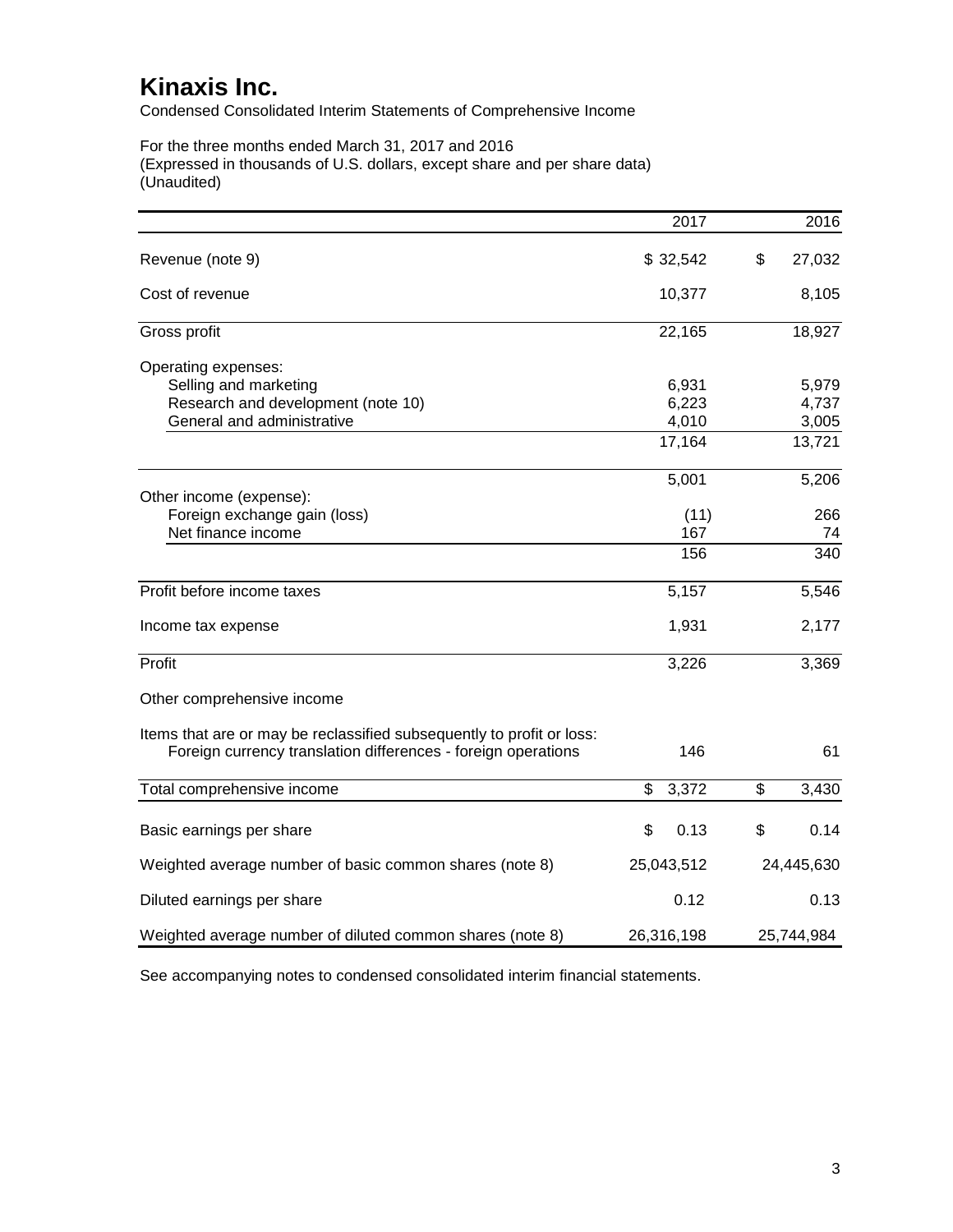# Kinaxis Inc.

Condensed Consolidated Interim Statements of Comprehensive Income

For the three months ended March 31, 2017 and 2016
(Expressed in thousands of U.S. dollars, except share and per share data)
(Unaudited)

| | 2017 | 2016 |
|---|---|---|
| Revenue (note 9) | $ 32,542 | $ 27,032 |
| Cost of revenue | 10,377 | 8,105 |
| Gross profit | 22,165 | 18,927 |
| Operating expenses: | | |
| Selling and marketing | 6,931 | 5,979 |
| Research and development (note 10) | 6,223 | 4,737 |
| General and administrative | 4,010 | 3,005 |
| | 17,164 | 13,721 |
| | 5,001 | 5,206 |
| Other income (expense): | | |
| Foreign exchange gain (loss) | (11) | 266 |
| Net finance income | 167 | 74 |
| | 156 | 340 |
| Profit before income taxes | 5,157 | 5,546 |
| Income tax expense | 1,931 | 2,177 |
| Profit | 3,226 | 3,369 |
| Other comprehensive income | | |
| Items that are or may be reclassified subsequently to profit or loss: | | |
| Foreign currency translation differences - foreign operations | 146 | 61 |
| Total comprehensive income | $ 3,372 | $ 3,430 |
| Basic earnings per share | $ 0.13 | $ 0.14 |
| Weighted average number of basic common shares (note 8) | 25,043,512 | 24,445,630 |
| Diluted earnings per share | 0.12 | 0.13 |
| Weighted average number of diluted common shares (note 8) | 26,316,198 | 25,744,984 |

See accompanying notes to condensed consolidated interim financial statements.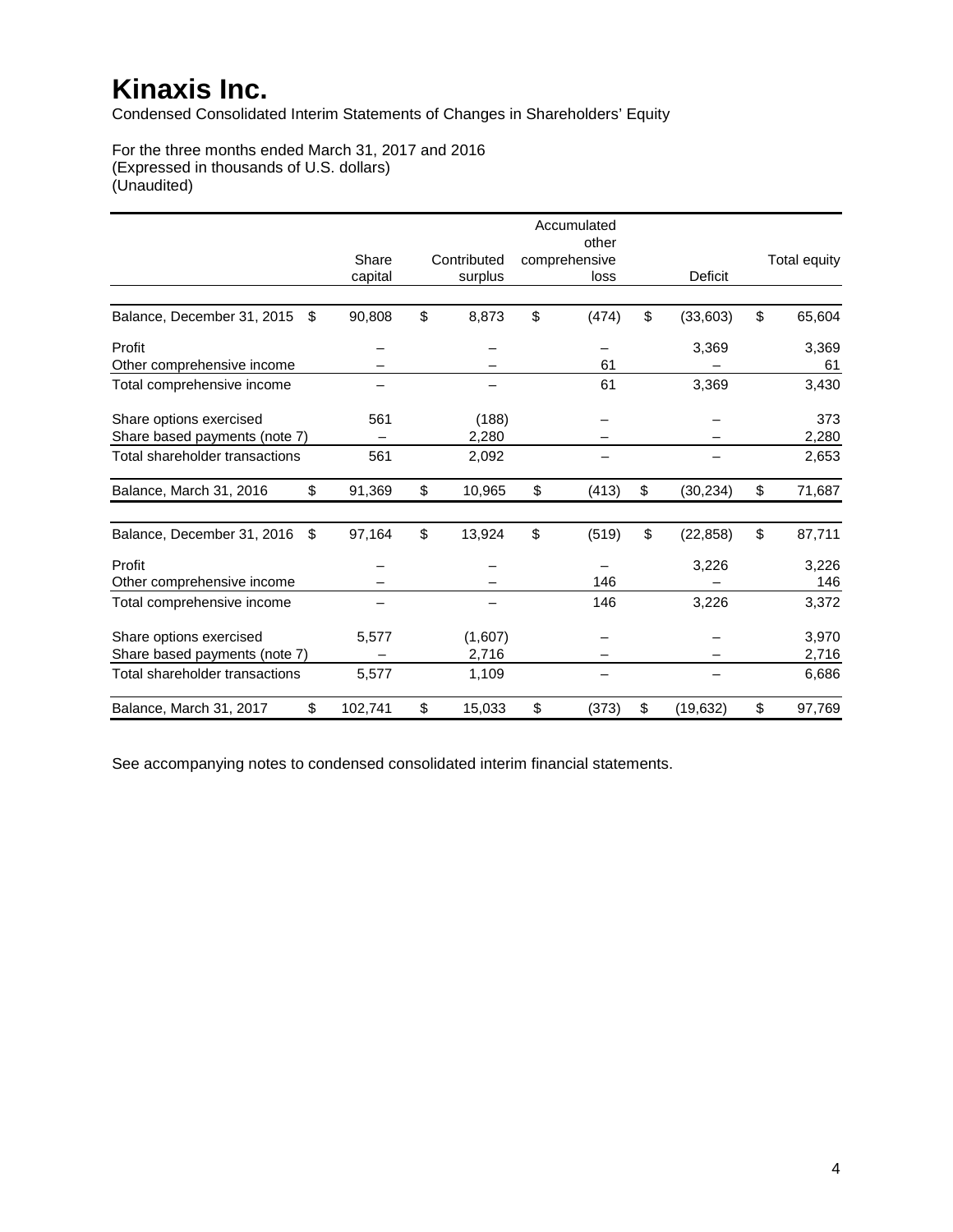# Kinaxis Inc.

Condensed Consolidated Interim Statements of Changes in Shareholders' Equity

For the three months ended March 31, 2017 and 2016
(Expressed in thousands of U.S. dollars)
(Unaudited)

| | Share capital | Contributed surplus | Accumulated other comprehensive loss | Deficit | Total equity |
|---|---|---|---|---|---|
| Balance, December 31, 2015 | $ 90,808 | $ 8,873 | $ (474) | $ (33,603) | $ 65,604 |
| Profit | – | – | – | 3,369 | 3,369 |
| Other comprehensive income | – | – | 61 | – | 61 |
| Total comprehensive income | – | – | 61 | 3,369 | 3,430 |
| Share options exercised | 561 | (188) | – | – | 373 |
| Share based payments (note 7) | – | 2,280 | – | – | 2,280 |
| Total shareholder transactions | 561 | 2,092 | – | – | 2,653 |
| Balance, March 31, 2016 | $ 91,369 | $ 10,965 | $ (413) | $ (30,234) | $ 71,687 |
| Balance, December 31, 2016 | $ 97,164 | $ 13,924 | $ (519) | $ (22,858) | $ 87,711 |
| Profit | – | – | – | 3,226 | 3,226 |
| Other comprehensive income | – | – | 146 | – | 146 |
| Total comprehensive income | – | – | 146 | 3,226 | 3,372 |
| Share options exercised | 5,577 | (1,607) | – | – | 3,970 |
| Share based payments (note 7) | – | 2,716 | – | – | 2,716 |
| Total shareholder transactions | 5,577 | 1,109 | – | – | 6,686 |
| Balance, March 31, 2017 | $ 102,741 | $ 15,033 | $ (373) | $ (19,632) | $ 97,769 |

See accompanying notes to condensed consolidated interim financial statements.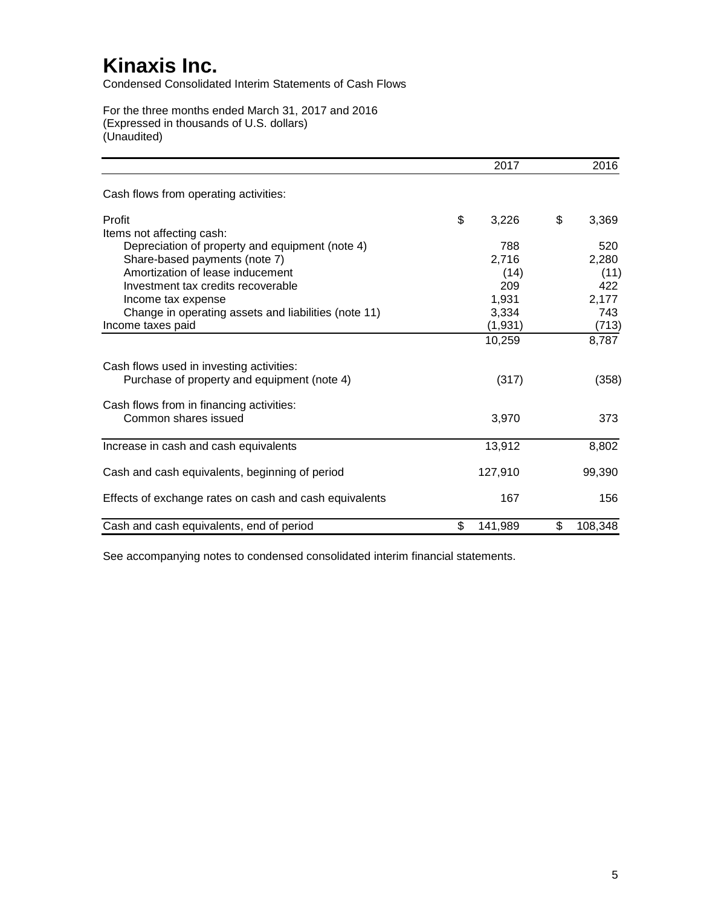# Kinaxis Inc.

Condensed Consolidated Interim Statements of Cash Flows

For the three months ended March 31, 2017 and 2016
(Expressed in thousands of U.S. dollars)
(Unaudited)

| | 2017 | 2016 |
|---|---|---|
| Cash flows from operating activities: | | |
| Profit | $ 3,226 | $ 3,369 |
| Items not affecting cash: | | |
| Depreciation of property and equipment (note 4) | 788 | 520 |
| Share-based payments (note 7) | 2,716 | 2,280 |
| Amortization of lease inducement | (14) | (11) |
| Investment tax credits recoverable | 209 | 422 |
| Income tax expense | 1,931 | 2,177 |
| Change in operating assets and liabilities (note 11) | 3,334 | 743 |
| Income taxes paid | (1,931) | (713) |
| | 10,259 | 8,787 |
| Cash flows used in investing activities: | | |
| Purchase of property and equipment (note 4) | (317) | (358) |
| Cash flows from in financing activities: | | |
| Common shares issued | 3,970 | 373 |
| Increase in cash and cash equivalents | 13,912 | 8,802 |
| Cash and cash equivalents, beginning of period | 127,910 | 99,390 |
| Effects of exchange rates on cash and cash equivalents | 167 | 156 |
| Cash and cash equivalents, end of period | $ 141,989 | $ 108,348 |

See accompanying notes to condensed consolidated interim financial statements.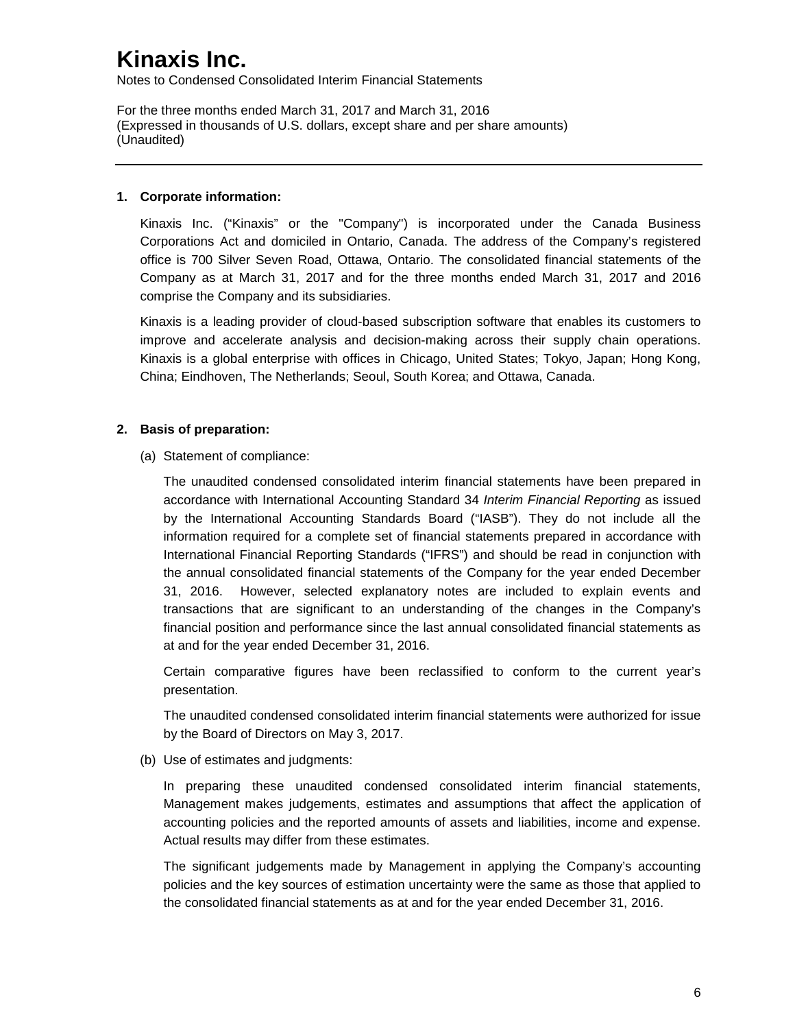# Kinaxis Inc.

Notes to Condensed Consolidated Interim Financial Statements

For the three months ended March 31, 2017 and March 31, 2016
(Expressed in thousands of U.S. dollars, except share and per share amounts)
(Unaudited)

---

**1. Corporate information:**

Kinaxis Inc. ("Kinaxis" or the "Company") is incorporated under the Canada Business Corporations Act and domiciled in Ontario, Canada. The address of the Company's registered office is 700 Silver Seven Road, Ottawa, Ontario. The consolidated financial statements of the Company as at March 31, 2017 and for the three months ended March 31, 2017 and 2016 comprise the Company and its subsidiaries.

Kinaxis is a leading provider of cloud-based subscription software that enables its customers to improve and accelerate analysis and decision-making across their supply chain operations. Kinaxis is a global enterprise with offices in Chicago, United States; Tokyo, Japan; Hong Kong, China; Eindhoven, The Netherlands; Seoul, South Korea; and Ottawa, Canada.

**2. Basis of preparation:**

(a) Statement of compliance:

The unaudited condensed consolidated interim financial statements have been prepared in accordance with International Accounting Standard 34 *Interim Financial Reporting* as issued by the International Accounting Standards Board ("IASB"). They do not include all the information required for a complete set of financial statements prepared in accordance with International Financial Reporting Standards ("IFRS") and should be read in conjunction with the annual consolidated financial statements of the Company for the year ended December 31, 2016. However, selected explanatory notes are included to explain events and transactions that are significant to an understanding of the changes in the Company's financial position and performance since the last annual consolidated financial statements as at and for the year ended December 31, 2016.

Certain comparative figures have been reclassified to conform to the current year's presentation.

The unaudited condensed consolidated interim financial statements were authorized for issue by the Board of Directors on May 3, 2017.

(b) Use of estimates and judgments:

In preparing these unaudited condensed consolidated interim financial statements, Management makes judgements, estimates and assumptions that affect the application of accounting policies and the reported amounts of assets and liabilities, income and expense. Actual results may differ from these estimates.

The significant judgements made by Management in applying the Company's accounting policies and the key sources of estimation uncertainty were the same as those that applied to the consolidated financial statements as at and for the year ended December 31, 2016.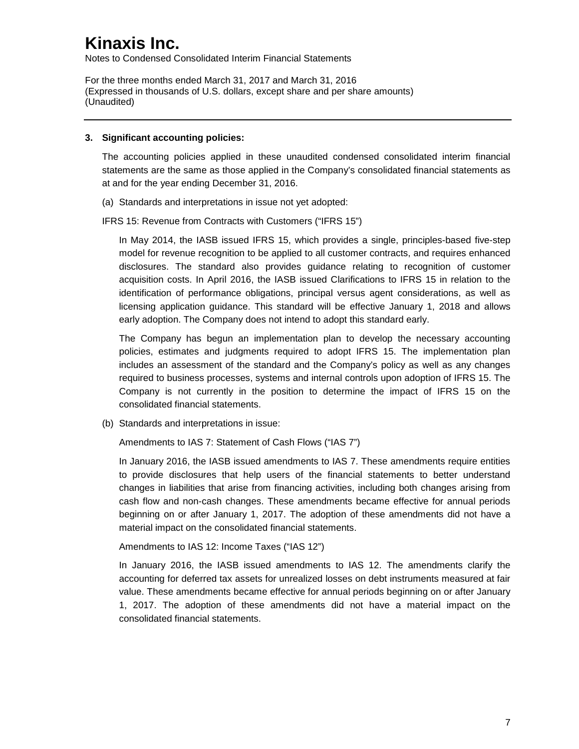# Kinaxis Inc.

Notes to Condensed Consolidated Interim Financial Statements

For the three months ended March 31, 2017 and March 31, 2016
(Expressed in thousands of U.S. dollars, except share and per share amounts)
(Unaudited)

---

## 3. Significant accounting policies:

The accounting policies applied in these unaudited condensed consolidated interim financial statements are the same as those applied in the Company's consolidated financial statements as at and for the year ending December 31, 2016.

(a) Standards and interpretations in issue not yet adopted:

IFRS 15: Revenue from Contracts with Customers ("IFRS 15")

In May 2014, the IASB issued IFRS 15, which provides a single, principles-based five-step model for revenue recognition to be applied to all customer contracts, and requires enhanced disclosures. The standard also provides guidance relating to recognition of customer acquisition costs. In April 2016, the IASB issued Clarifications to IFRS 15 in relation to the identification of performance obligations, principal versus agent considerations, as well as licensing application guidance. This standard will be effective January 1, 2018 and allows early adoption. The Company does not intend to adopt this standard early.

The Company has begun an implementation plan to develop the necessary accounting policies, estimates and judgments required to adopt IFRS 15. The implementation plan includes an assessment of the standard and the Company's policy as well as any changes required to business processes, systems and internal controls upon adoption of IFRS 15. The Company is not currently in the position to determine the impact of IFRS 15 on the consolidated financial statements.

(b) Standards and interpretations in issue:

Amendments to IAS 7: Statement of Cash Flows ("IAS 7")

In January 2016, the IASB issued amendments to IAS 7. These amendments require entities to provide disclosures that help users of the financial statements to better understand changes in liabilities that arise from financing activities, including both changes arising from cash flow and non-cash changes. These amendments became effective for annual periods beginning on or after January 1, 2017. The adoption of these amendments did not have a material impact on the consolidated financial statements.

Amendments to IAS 12: Income Taxes ("IAS 12")

In January 2016, the IASB issued amendments to IAS 12. The amendments clarify the accounting for deferred tax assets for unrealized losses on debt instruments measured at fair value. These amendments became effective for annual periods beginning on or after January 1, 2017. The adoption of these amendments did not have a material impact on the consolidated financial statements.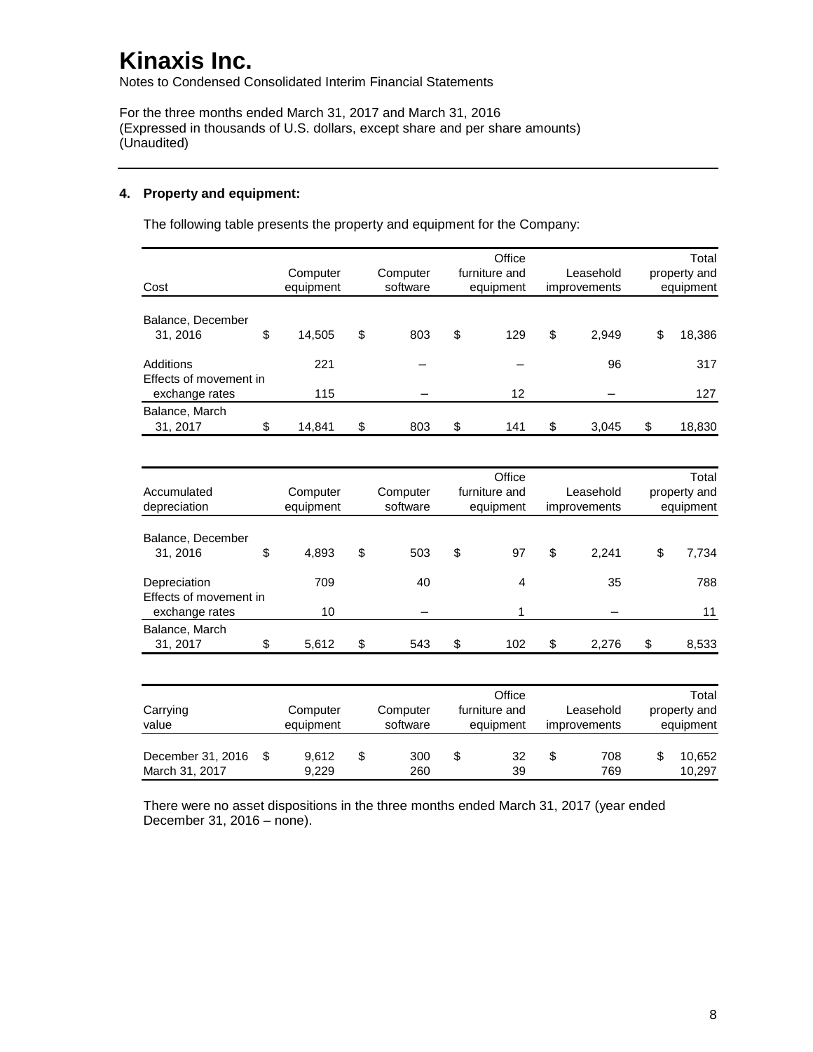# Kinaxis Inc.

Notes to Condensed Consolidated Interim Financial Statements

For the three months ended March 31, 2017 and March 31, 2016
(Expressed in thousands of U.S. dollars, except share and per share amounts)
(Unaudited)

**4. Property and equipment:**

The following table presents the property and equipment for the Company:

| Cost | Computer equipment | Computer software | Office furniture and equipment | Leasehold improvements | Total property and equipment |
|---|---|---|---|---|---|
| Balance, December 31, 2016 | $ 14,505 | $ 803 | $ 129 | $ 2,949 | $ 18,386 |
| Additions | 221 | – | – | 96 | 317 |
| Effects of movement in exchange rates | 115 | – | 12 | – | 127 |
| Balance, March 31, 2017 | $ 14,841 | $ 803 | $ 141 | $ 3,045 | $ 18,830 |

| Accumulated depreciation | Computer equipment | Computer software | Office furniture and equipment | Leasehold improvements | Total property and equipment |
|---|---|---|---|---|---|
| Balance, December 31, 2016 | $ 4,893 | $ 503 | $ 97 | $ 2,241 | $ 7,734 |
| Depreciation | 709 | 40 | 4 | 35 | 788 |
| Effects of movement in exchange rates | 10 | – | 1 | – | 11 |
| Balance, March 31, 2017 | $ 5,612 | $ 543 | $ 102 | $ 2,276 | $ 8,533 |

| Carrying value | Computer equipment | Computer software | Office furniture and equipment | Leasehold improvements | Total property and equipment |
|---|---|---|---|---|---|
| December 31, 2016 | $ 9,612 | $ 300 | $ 32 | $ 708 | $ 10,652 |
| March 31, 2017 | 9,229 | 260 | 39 | 769 | 10,297 |

There were no asset dispositions in the three months ended March 31, 2017 (year ended December 31, 2016 – none).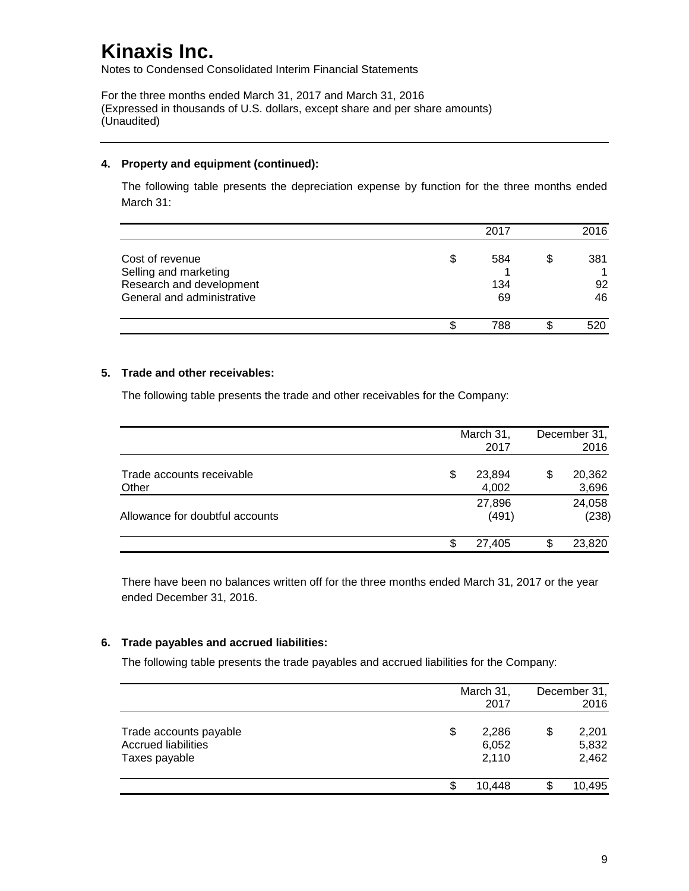# Kinaxis Inc.

Notes to Condensed Consolidated Interim Financial Statements

For the three months ended March 31, 2017 and March 31, 2016
(Expressed in thousands of U.S. dollars, except share and per share amounts)
(Unaudited)

---

### 4. Property and equipment (continued):

The following table presents the depreciation expense by function for the three months ended March 31:

| | 2017 | 2016 |
|---|---|---|
| Cost of revenue | $ 584 | $ 381 |
| Selling and marketing | 1 | 1 |
| Research and development | 134 | 92 |
| General and administrative | 69 | 46 |
| | $ 788 | $ 520 |

### 5. Trade and other receivables:

The following table presents the trade and other receivables for the Company:

| | March 31, 2017 | December 31, 2016 |
|---|---|---|
| Trade accounts receivable | $ 23,894 | $ 20,362 |
| Other | 4,002 | 3,696 |
| | 27,896 | 24,058 |
| Allowance for doubtful accounts | (491) | (238) |
| | $ 27,405 | $ 23,820 |

There have been no balances written off for the three months ended March 31, 2017 or the year ended December 31, 2016.

### 6. Trade payables and accrued liabilities:

The following table presents the trade payables and accrued liabilities for the Company:

| | March 31, 2017 | December 31, 2016 |
|---|---|---|
| Trade accounts payable | $ 2,286 | $ 2,201 |
| Accrued liabilities | 6,052 | 5,832 |
| Taxes payable | 2,110 | 2,462 |
| | $ 10,448 | $ 10,495 |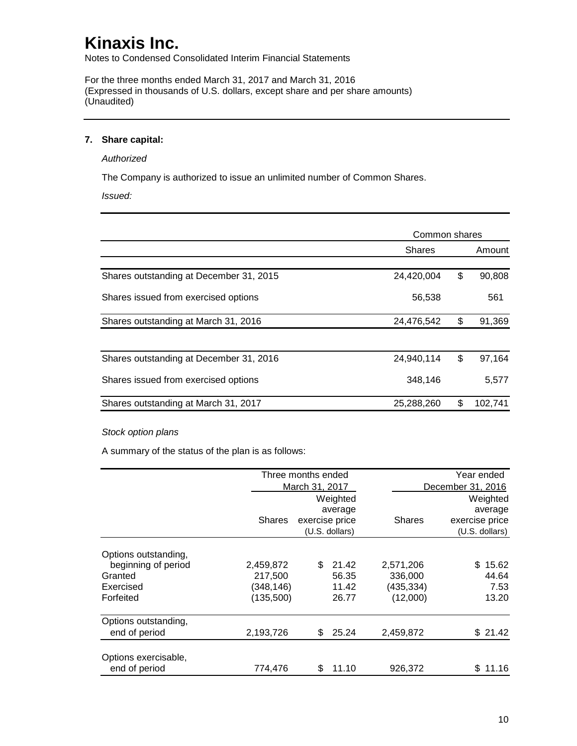# Kinaxis Inc.

Notes to Condensed Consolidated Interim Financial Statements

For the three months ended March 31, 2017 and March 31, 2016
(Expressed in thousands of U.S. dollars, except share and per share amounts)
(Unaudited)

## 7. Share capital:

*Authorized*

The Company is authorized to issue an unlimited number of Common Shares.

*Issued:*

| | Common shares | |
|---|---|---|
| | Shares | Amount |
| Shares outstanding at December 31, 2015 | 24,420,004 | $ 90,808 |
| Shares issued from exercised options | 56,538 | 561 |
| Shares outstanding at March 31, 2016 | 24,476,542 | $ 91,369 |
| | | |
| Shares outstanding at December 31, 2016 | 24,940,114 | $ 97,164 |
| Shares issued from exercised options | 348,146 | 5,577 |
| Shares outstanding at March 31, 2017 | 25,288,260 | $ 102,741 |

*Stock option plans*

A summary of the status of the plan is as follows:

| | Three months ended March 31, 2017 | | Year ended December 31, 2016 | |
|---|---|---|---|---|
| | Shares | Weighted average exercise price (U.S. dollars) | Shares | Weighted average exercise price (U.S. dollars) |
| Options outstanding, beginning of period | 2,459,872 | $ 21.42 | 2,571,206 | $ 15.62 |
| Granted | 217,500 | 56.35 | 336,000 | 44.64 |
| Exercised | (348,146) | 11.42 | (435,334) | 7.53 |
| Forfeited | (135,500) | 26.77 | (12,000) | 13.20 |
| Options outstanding, end of period | 2,193,726 | $ 25.24 | 2,459,872 | $ 21.42 |
| Options exercisable, end of period | 774,476 | $ 11.10 | 926,372 | $ 11.16 |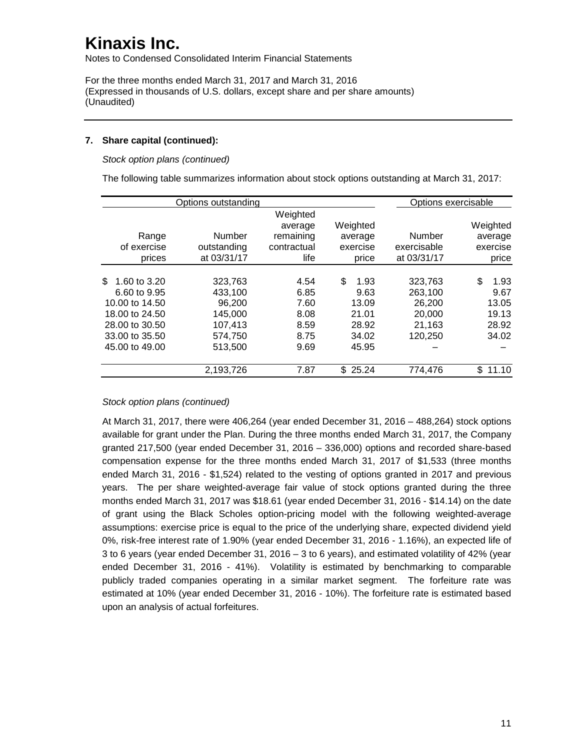# Kinaxis Inc.

Notes to Condensed Consolidated Interim Financial Statements

For the three months ended March 31, 2017 and March 31, 2016
(Expressed in thousands of U.S. dollars, except share and per share amounts)
(Unaudited)

**7. Share capital (continued):**

*Stock option plans (continued)*

The following table summarizes information about stock options outstanding at March 31, 2017:

| Options outstanding | | | | Options exercisable | |
|---|---|---|---|---|---|
| Range of exercise prices | Number outstanding at 03/31/17 | Weighted average remaining contractual life | Weighted average exercise price | Number exercisable at 03/31/17 | Weighted average exercise price |
| $ 1.60 to 3.20 | 323,763 | 4.54 | $ 1.93 | 323,763 | $ 1.93 |
| 6.60 to 9.95 | 433,100 | 6.85 | 9.63 | 263,100 | 9.67 |
| 10.00 to 14.50 | 96,200 | 7.60 | 13.09 | 26,200 | 13.05 |
| 18.00 to 24.50 | 145,000 | 8.08 | 21.01 | 20,000 | 19.13 |
| 28.00 to 30.50 | 107,413 | 8.59 | 28.92 | 21,163 | 28.92 |
| 33.00 to 35.50 | 574,750 | 8.75 | 34.02 | 120,250 | 34.02 |
| 45.00 to 49.00 | 513,500 | 9.69 | 45.95 | – | – |
| | 2,193,726 | 7.87 | $ 25.24 | 774,476 | $ 11.10 |

*Stock option plans (continued)*

At March 31, 2017, there were 406,264 (year ended December 31, 2016 – 488,264) stock options available for grant under the Plan. During the three months ended March 31, 2017, the Company granted 217,500 (year ended December 31, 2016 – 336,000) options and recorded share-based compensation expense for the three months ended March 31, 2017 of $1,533 (three months ended March 31, 2016 - $1,524) related to the vesting of options granted in 2017 and previous years. The per share weighted-average fair value of stock options granted during the three months ended March 31, 2017 was $18.61 (year ended December 31, 2016 - $14.14) on the date of grant using the Black Scholes option-pricing model with the following weighted-average assumptions: exercise price is equal to the price of the underlying share, expected dividend yield 0%, risk-free interest rate of 1.90% (year ended December 31, 2016 - 1.16%), an expected life of 3 to 6 years (year ended December 31, 2016 – 3 to 6 years), and estimated volatility of 42% (year ended December 31, 2016 - 41%). Volatility is estimated by benchmarking to comparable publicly traded companies operating in a similar market segment. The forfeiture rate was estimated at 10% (year ended December 31, 2016 - 10%). The forfeiture rate is estimated based upon an analysis of actual forfeitures.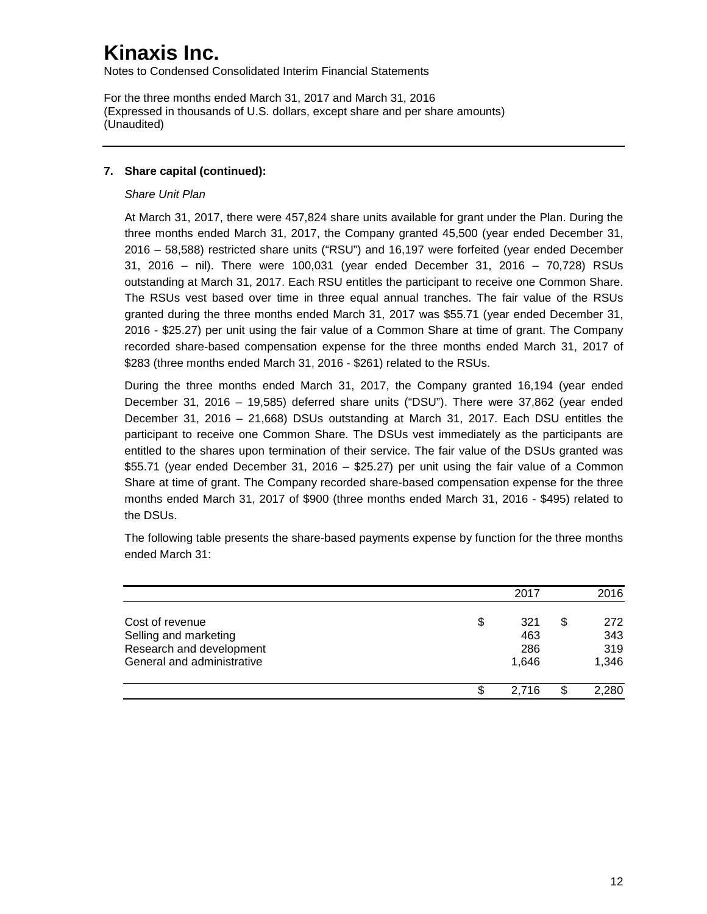# Kinaxis Inc.

Notes to Condensed Consolidated Interim Financial Statements

For the three months ended March 31, 2017 and March 31, 2016
(Expressed in thousands of U.S. dollars, except share and per share amounts)
(Unaudited)

---

**7. Share capital (continued):**

*Share Unit Plan*

At March 31, 2017, there were 457,824 share units available for grant under the Plan. During the three months ended March 31, 2017, the Company granted 45,500 (year ended December 31, 2016 – 58,588) restricted share units ("RSU") and 16,197 were forfeited (year ended December 31, 2016 – nil). There were 100,031 (year ended December 31, 2016 – 70,728) RSUs outstanding at March 31, 2017. Each RSU entitles the participant to receive one Common Share. The RSUs vest based over time in three equal annual tranches. The fair value of the RSUs granted during the three months ended March 31, 2017 was $55.71 (year ended December 31, 2016 - $25.27) per unit using the fair value of a Common Share at time of grant. The Company recorded share-based compensation expense for the three months ended March 31, 2017 of $283 (three months ended March 31, 2016 - $261) related to the RSUs.

During the three months ended March 31, 2017, the Company granted 16,194 (year ended December 31, 2016 – 19,585) deferred share units ("DSU"). There were 37,862 (year ended December 31, 2016 – 21,668) DSUs outstanding at March 31, 2017. Each DSU entitles the participant to receive one Common Share. The DSUs vest immediately as the participants are entitled to the shares upon termination of their service. The fair value of the DSUs granted was $55.71 (year ended December 31, 2016 – $25.27) per unit using the fair value of a Common Share at time of grant. The Company recorded share-based compensation expense for the three months ended March 31, 2017 of $900 (three months ended March 31, 2016 - $495) related to the DSUs.

The following table presents the share-based payments expense by function for the three months ended March 31:

| | 2017 | 2016 |
|---|---|---|
| Cost of revenue | $ 321 | $ 272 |
| Selling and marketing | 463 | 343 |
| Research and development | 286 | 319 |
| General and administrative | 1,646 | 1,346 |
| | $ 2,716 | $ 2,280 |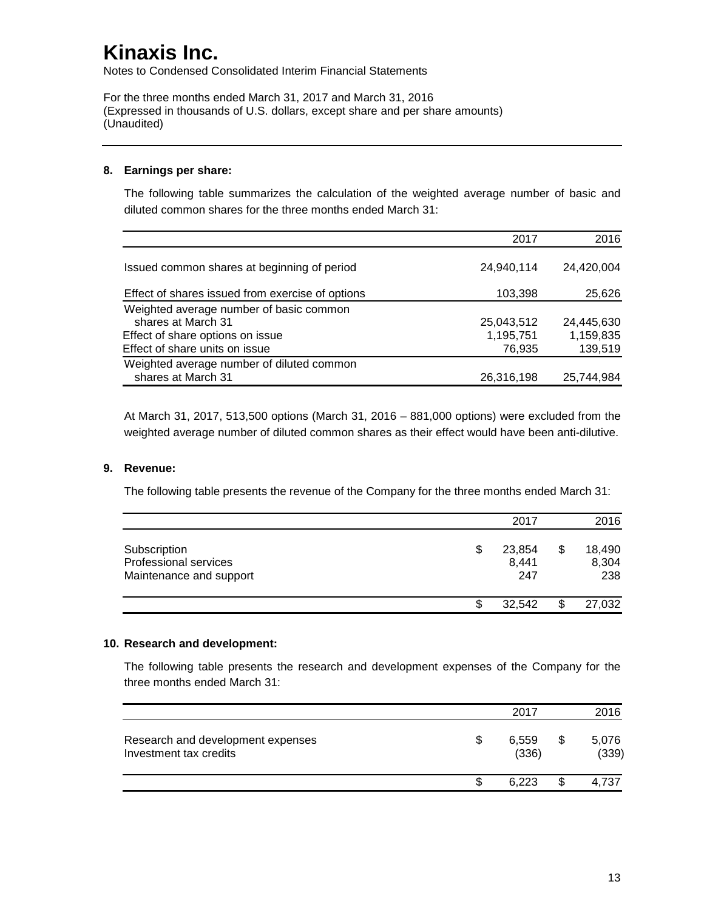# Kinaxis Inc.

Notes to Condensed Consolidated Interim Financial Statements

For the three months ended March 31, 2017 and March 31, 2016
(Expressed in thousands of U.S. dollars, except share and per share amounts)
(Unaudited)

## 8. Earnings per share:

The following table summarizes the calculation of the weighted average number of basic and diluted common shares for the three months ended March 31:

| | 2017 | 2016 |
|---|---|---|
| Issued common shares at beginning of period | 24,940,114 | 24,420,004 |
| Effect of shares issued from exercise of options | 103,398 | 25,626 |
| Weighted average number of basic common shares at March 31 | 25,043,512 | 24,445,630 |
| Effect of share options on issue | 1,195,751 | 1,159,835 |
| Effect of share units on issue | 76,935 | 139,519 |
| Weighted average number of diluted common shares at March 31 | 26,316,198 | 25,744,984 |

At March 31, 2017, 513,500 options (March 31, 2016 – 881,000 options) were excluded from the weighted average number of diluted common shares as their effect would have been anti-dilutive.

## 9. Revenue:

The following table presents the revenue of the Company for the three months ended March 31:

| | 2017 | 2016 |
|---|---|---|
| Subscription | $ 23,854 | $ 18,490 |
| Professional services | 8,441 | 8,304 |
| Maintenance and support | 247 | 238 |
| | $ 32,542 | $ 27,032 |

## 10. Research and development:

The following table presents the research and development expenses of the Company for the three months ended March 31:

| | 2017 | 2016 |
|---|---|---|
| Research and development expenses | $ 6,559 | $ 5,076 |
| Investment tax credits | (336) | (339) |
| | $ 6,223 | $ 4,737 |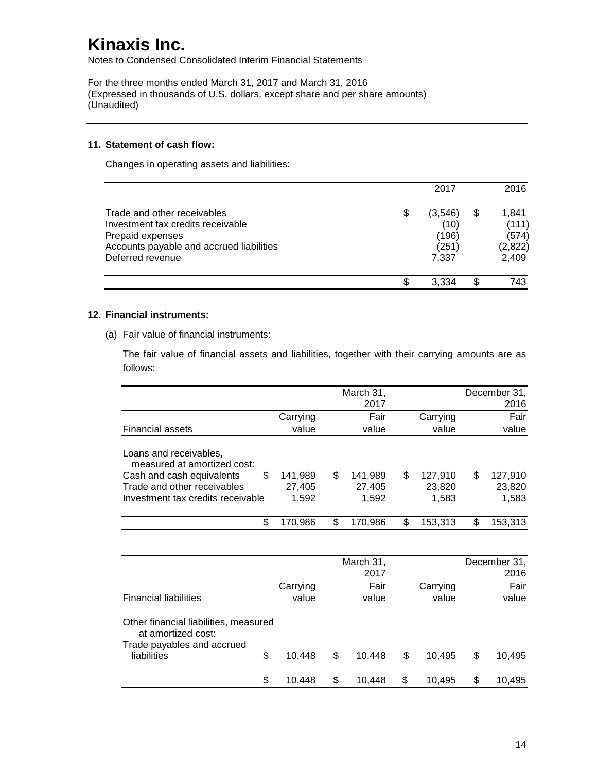# Kinaxis Inc.

Notes to Condensed Consolidated Interim Financial Statements

For the three months ended March 31, 2017 and March 31, 2016
(Expressed in thousands of U.S. dollars, except share and per share amounts)
(Unaudited)

**11. Statement of cash flow:**

Changes in operating assets and liabilities:

| | 2017 | 2016 |
|---|---|---|
| Trade and other receivables | $ (3,546) | $ 1,841 |
| Investment tax credits receivable | (10) | (111) |
| Prepaid expenses | (196) | (574) |
| Accounts payable and accrued liabilities | (251) | (2,822) |
| Deferred revenue | 7,337 | 2,409 |
| | $ 3,334 | $ 743 |

**12. Financial instruments:**

(a) Fair value of financial instruments:

The fair value of financial assets and liabilities, together with their carrying amounts are as follows:

| | March 31, 2017 | | December 31, 2016 | |
|---|---|---|---|---|
| Financial assets | Carrying value | Fair value | Carrying value | Fair value |
| Loans and receivables, measured at amortized cost: | | | | |
| Cash and cash equivalents | $ 141,989 | $ 141,989 | $ 127,910 | $ 127,910 |
| Trade and other receivables | 27,405 | 27,405 | 23,820 | 23,820 |
| Investment tax credits receivable | 1,592 | 1,592 | 1,583 | 1,583 |
| | $ 170,986 | $ 170,986 | $ 153,313 | $ 153,313 |

| | March 31, 2017 | | December 31, 2016 | |
|---|---|---|---|---|
| Financial liabilities | Carrying value | Fair value | Carrying value | Fair value |
| Other financial liabilities, measured at amortized cost: | | | | |
| Trade payables and accrued liabilities | $ 10,448 | $ 10,448 | $ 10,495 | $ 10,495 |
| | $ 10,448 | $ 10,448 | $ 10,495 | $ 10,495 |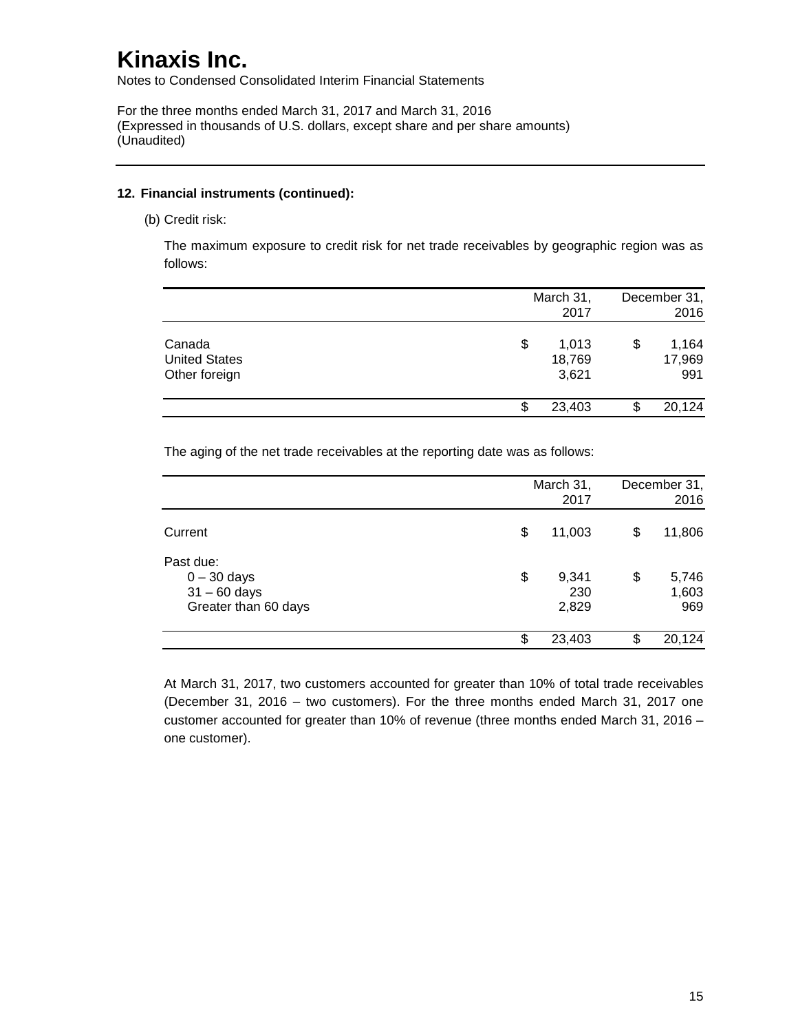# Kinaxis Inc.

Notes to Condensed Consolidated Interim Financial Statements

For the three months ended March 31, 2017 and March 31, 2016
(Expressed in thousands of U.S. dollars, except share and per share amounts)
(Unaudited)

---

**12. Financial instruments (continued):**

(b) Credit risk:

The maximum exposure to credit risk for net trade receivables by geographic region was as follows:

| | March 31, 2017 | December 31, 2016 |
|---|---|---|
| Canada | $ 1,013 | $ 1,164 |
| United States | 18,769 | 17,969 |
| Other foreign | 3,621 | 991 |
| | $ 23,403 | $ 20,124 |

The aging of the net trade receivables at the reporting date was as follows:

| | March 31, 2017 | December 31, 2016 |
|---|---|---|
| Current | $ 11,003 | $ 11,806 |
| Past due: | | |
| 0 – 30 days | $ 9,341 | $ 5,746 |
| 31 – 60 days | 230 | 1,603 |
| Greater than 60 days | 2,829 | 969 |
| | $ 23,403 | $ 20,124 |

At March 31, 2017, two customers accounted for greater than 10% of total trade receivables (December 31, 2016 – two customers). For the three months ended March 31, 2017 one customer accounted for greater than 10% of revenue (three months ended March 31, 2016 – one customer).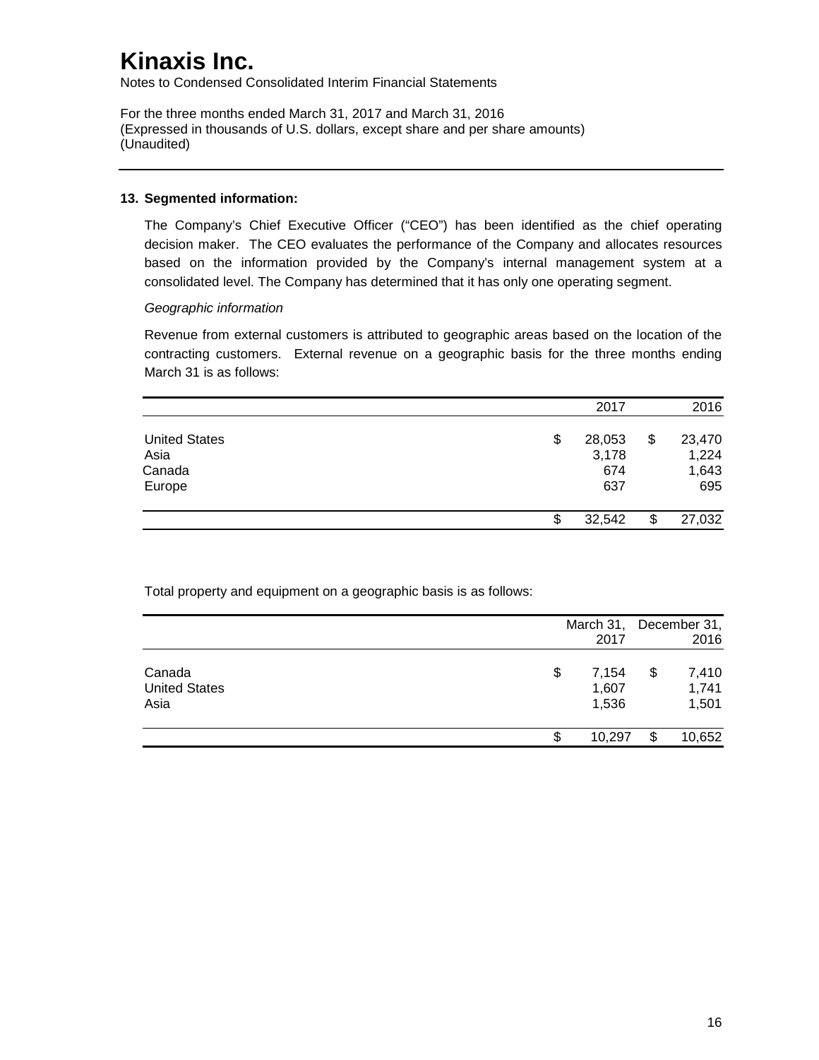# Kinaxis Inc.

Notes to Condensed Consolidated Interim Financial Statements

For the three months ended March 31, 2017 and March 31, 2016
(Expressed in thousands of U.S. dollars, except share and per share amounts)
(Unaudited)

**13. Segmented information:**

The Company's Chief Executive Officer ("CEO") has been identified as the chief operating decision maker. The CEO evaluates the performance of the Company and allocates resources based on the information provided by the Company's internal management system at a consolidated level. The Company has determined that it has only one operating segment.

*Geographic information*

Revenue from external customers is attributed to geographic areas based on the location of the contracting customers. External revenue on a geographic basis for the three months ending March 31 is as follows:

| | 2017 | 2016 |
|---|---|---|
| United States | $ 28,053 | $ 23,470 |
| Asia | 3,178 | 1,224 |
| Canada | 674 | 1,643 |
| Europe | 637 | 695 |
| | $ 32,542 | $ 27,032 |

Total property and equipment on a geographic basis is as follows:

| | March 31, 2017 | December 31, 2016 |
|---|---|---|
| Canada | $ 7,154 | $ 7,410 |
| United States | 1,607 | 1,741 |
| Asia | 1,536 | 1,501 |
| | $ 10,297 | $ 10,652 |